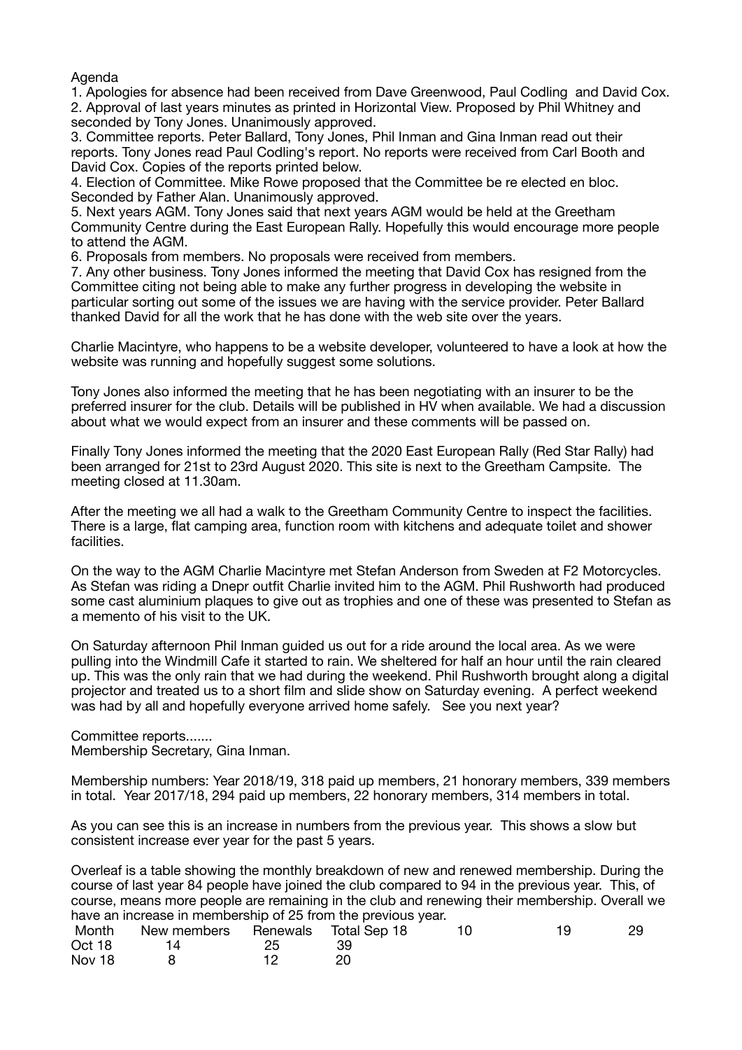Agenda

1. Apologies for absence had been received from Dave Greenwood, Paul Codling and David Cox.
2. Approval of last years minutes as printed in Horizontal View. Proposed by Phil Whitney and seconded by Tony Jones. Unanimously approved.
3. Committee reports. Peter Ballard, Tony Jones, Phil Inman and Gina Inman read out their reports. Tony Jones read Paul Codling's report. No reports were received from Carl Booth and David Cox. Copies of the reports printed below.
4. Election of Committee. Mike Rowe proposed that the Committee be re elected en bloc. Seconded by Father Alan. Unanimously approved.
5. Next years AGM. Tony Jones said that next years AGM would be held at the Greetham Community Centre during the East European Rally. Hopefully this would encourage more people to attend the AGM.
6. Proposals from members. No proposals were received from members.
7. Any other business. Tony Jones informed the meeting that David Cox has resigned from the Committee citing not being able to make any further progress in developing the website in particular sorting out some of the issues we are having with the service provider. Peter Ballard thanked David for all the work that he has done with the web site over the years.

Charlie Macintyre, who happens to be a website developer, volunteered to have a look at how the website was running and hopefully suggest some solutions.

Tony Jones also informed the meeting that he has been negotiating with an insurer to be the preferred insurer for the club. Details will be published in HV when available. We had a discussion about what we would expect from an insurer and these comments will be passed on.

Finally Tony Jones informed the meeting that the 2020 East European Rally (Red Star Rally) had been arranged for 21st to 23rd August 2020. This site is next to the Greetham Campsite. The meeting closed at 11.30am.

After the meeting we all had a walk to the Greetham Community Centre to inspect the facilities. There is a large, flat camping area, function room with kitchens and adequate toilet and shower facilities.

On the way to the AGM Charlie Macintyre met Stefan Anderson from Sweden at F2 Motorcycles. As Stefan was riding a Dnepr outfit Charlie invited him to the AGM. Phil Rushworth had produced some cast aluminium plaques to give out as trophies and one of these was presented to Stefan as a memento of his visit to the UK.

On Saturday afternoon Phil Inman guided us out for a ride around the local area. As we were pulling into the Windmill Cafe it started to rain. We sheltered for half an hour until the rain cleared up. This was the only rain that we had during the weekend. Phil Rushworth brought along a digital projector and treated us to a short film and slide show on Saturday evening. A perfect weekend was had by all and hopefully everyone arrived home safely. See you next year?

Committee reports.......
Membership Secretary, Gina Inman.

Membership numbers: Year 2018/19, 318 paid up members, 21 honorary members, 339 members in total. Year 2017/18, 294 paid up members, 22 honorary members, 314 members in total.

As you can see this is an increase in numbers from the previous year. This shows a slow but consistent increase ever year for the past 5 years.

Overleaf is a table showing the monthly breakdown of new and renewed membership. During the course of last year 84 people have joined the club compared to 94 in the previous year. This, of course, means more people are remaining in the club and renewing their membership. Overall we have an increase in membership of 25 from the previous year.

| Month | New members | Renewals | Total |
|---|---|---|---|
| Sep 18 | 10 | 19 | 29 |
| Oct 18 | 14 | 25 | 39 |
| Nov 18 | 8 | 12 | 20 |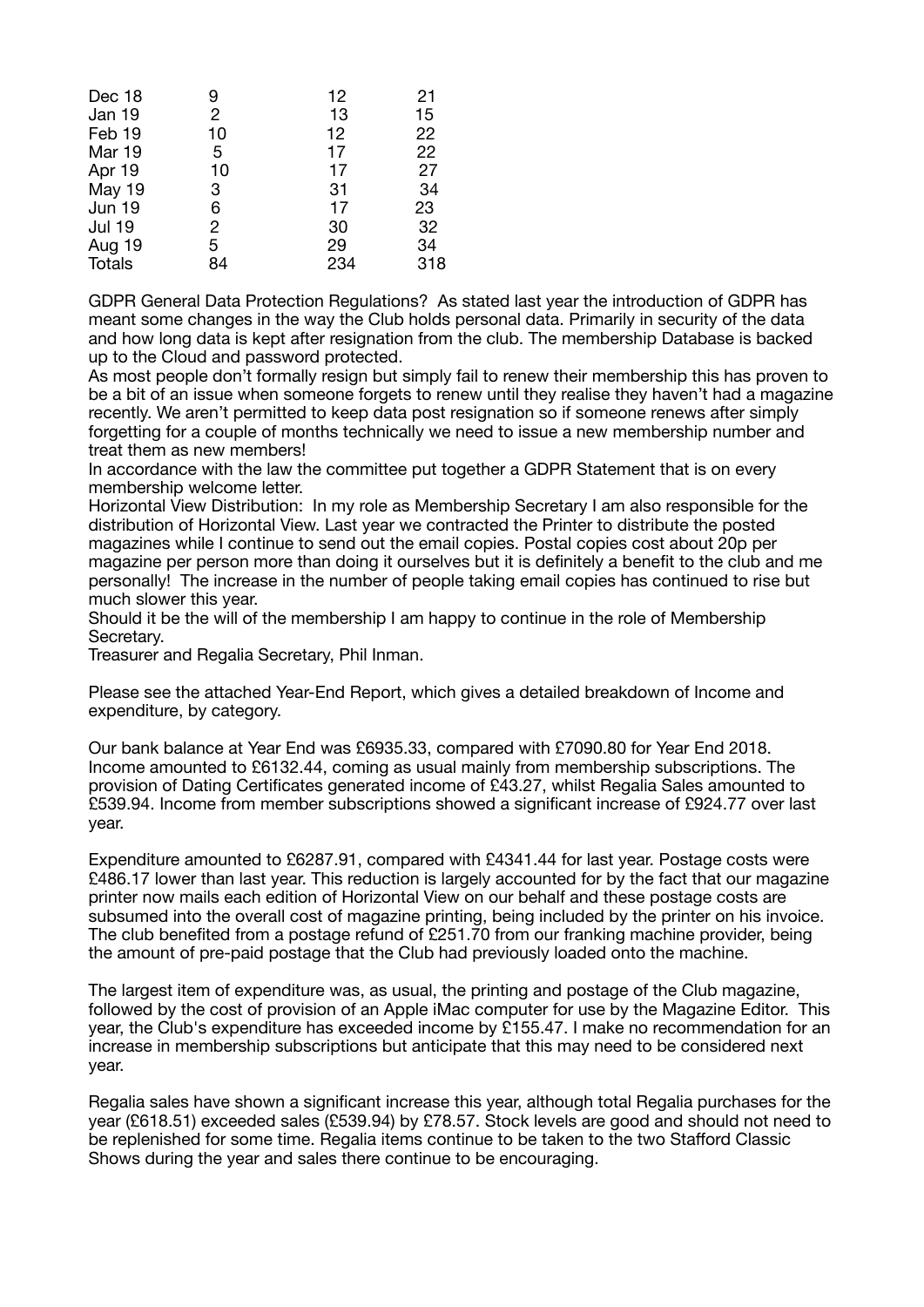| | | | |
|---|---|---|---|
| Dec 18 | 9 | 12 | 21 |
| Jan 19 | 2 | 13 | 15 |
| Feb 19 | 10 | 12 | 22 |
| Mar 19 | 5 | 17 | 22 |
| Apr 19 | 10 | 17 | 27 |
| May 19 | 3 | 31 | 34 |
| Jun 19 | 6 | 17 | 23 |
| Jul 19 | 2 | 30 | 32 |
| Aug 19 | 5 | 29 | 34 |
| Totals | 84 | 234 | 318 |

GDPR General Data Protection Regulations? As stated last year the introduction of GDPR has meant some changes in the way the Club holds personal data. Primarily in security of the data and how long data is kept after resignation from the club. The membership Database is backed up to the Cloud and password protected.

As most people don't formally resign but simply fail to renew their membership this has proven to be a bit of an issue when someone forgets to renew until they realise they haven't had a magazine recently. We aren't permitted to keep data post resignation so if someone renews after simply forgetting for a couple of months technically we need to issue a new membership number and treat them as new members!

In accordance with the law the committee put together a GDPR Statement that is on every membership welcome letter.

Horizontal View Distribution: In my role as Membership Secretary I am also responsible for the distribution of Horizontal View. Last year we contracted the Printer to distribute the posted magazines while I continue to send out the email copies. Postal copies cost about 20p per magazine per person more than doing it ourselves but it is definitely a benefit to the club and me personally! The increase in the number of people taking email copies has continued to rise but much slower this year.

Should it be the will of the membership I am happy to continue in the role of Membership Secretary.

Treasurer and Regalia Secretary, Phil Inman.

Please see the attached Year-End Report, which gives a detailed breakdown of Income and expenditure, by category.

Our bank balance at Year End was £6935.33, compared with £7090.80 for Year End 2018. Income amounted to £6132.44, coming as usual mainly from membership subscriptions. The provision of Dating Certificates generated income of £43.27, whilst Regalia Sales amounted to £539.94. Income from member subscriptions showed a significant increase of £924.77 over last year.

Expenditure amounted to £6287.91, compared with £4341.44 for last year. Postage costs were £486.17 lower than last year. This reduction is largely accounted for by the fact that our magazine printer now mails each edition of Horizontal View on our behalf and these postage costs are subsumed into the overall cost of magazine printing, being included by the printer on his invoice. The club benefited from a postage refund of £251.70 from our franking machine provider, being the amount of pre-paid postage that the Club had previously loaded onto the machine.

The largest item of expenditure was, as usual, the printing and postage of the Club magazine, followed by the cost of provision of an Apple iMac computer for use by the Magazine Editor. This year, the Club's expenditure has exceeded income by £155.47. I make no recommendation for an increase in membership subscriptions but anticipate that this may need to be considered next year.

Regalia sales have shown a significant increase this year, although total Regalia purchases for the year (£618.51) exceeded sales (£539.94) by £78.57. Stock levels are good and should not need to be replenished for some time. Regalia items continue to be taken to the two Stafford Classic Shows during the year and sales there continue to be encouraging.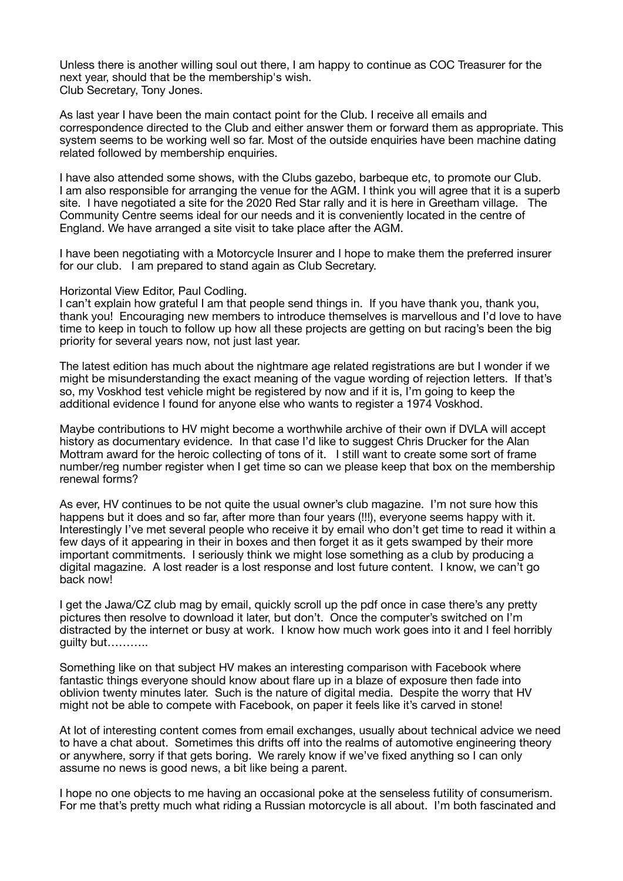Unless there is another willing soul out there, I am happy to continue as COC Treasurer for the next year, should that be the membership's wish.
Club Secretary, Tony Jones.

As last year I have been the main contact point for the Club. I receive all emails and correspondence directed to the Club and either answer them or forward them as appropriate. This system seems to be working well so far. Most of the outside enquiries have been machine dating related followed by membership enquiries.

I have also attended some shows, with the Clubs gazebo, barbeque etc, to promote our Club. I am also responsible for arranging the venue for the AGM. I think you will agree that it is a superb site. I have negotiated a site for the 2020 Red Star rally and it is here in Greetham village. The Community Centre seems ideal for our needs and it is conveniently located in the centre of England. We have arranged a site visit to take place after the AGM.

I have been negotiating with a Motorcycle Insurer and I hope to make them the preferred insurer for our club. I am prepared to stand again as Club Secretary.

Horizontal View Editor, Paul Codling.
I can't explain how grateful I am that people send things in. If you have thank you, thank you, thank you! Encouraging new members to introduce themselves is marvellous and I'd love to have time to keep in touch to follow up how all these projects are getting on but racing's been the big priority for several years now, not just last year.

The latest edition has much about the nightmare age related registrations are but I wonder if we might be misunderstanding the exact meaning of the vague wording of rejection letters. If that's so, my Voskhod test vehicle might be registered by now and if it is, I'm going to keep the additional evidence I found for anyone else who wants to register a 1974 Voskhod.

Maybe contributions to HV might become a worthwhile archive of their own if DVLA will accept history as documentary evidence. In that case I'd like to suggest Chris Drucker for the Alan Mottram award for the heroic collecting of tons of it. I still want to create some sort of frame number/reg number register when I get time so can we please keep that box on the membership renewal forms?

As ever, HV continues to be not quite the usual owner's club magazine. I'm not sure how this happens but it does and so far, after more than four years (!!!), everyone seems happy with it. Interestingly I've met several people who receive it by email who don't get time to read it within a few days of it appearing in their in boxes and then forget it as it gets swamped by their more important commitments. I seriously think we might lose something as a club by producing a digital magazine. A lost reader is a lost response and lost future content. I know, we can't go back now!

I get the Jawa/CZ club mag by email, quickly scroll up the pdf once in case there's any pretty pictures then resolve to download it later, but don't. Once the computer's switched on I'm distracted by the internet or busy at work. I know how much work goes into it and I feel horribly guilty but………..

Something like on that subject HV makes an interesting comparison with Facebook where fantastic things everyone should know about flare up in a blaze of exposure then fade into oblivion twenty minutes later. Such is the nature of digital media. Despite the worry that HV might not be able to compete with Facebook, on paper it feels like it's carved in stone!

At lot of interesting content comes from email exchanges, usually about technical advice we need to have a chat about. Sometimes this drifts off into the realms of automotive engineering theory or anywhere, sorry if that gets boring. We rarely know if we've fixed anything so I can only assume no news is good news, a bit like being a parent.

I hope no one objects to me having an occasional poke at the senseless futility of consumerism. For me that's pretty much what riding a Russian motorcycle is all about. I'm both fascinated and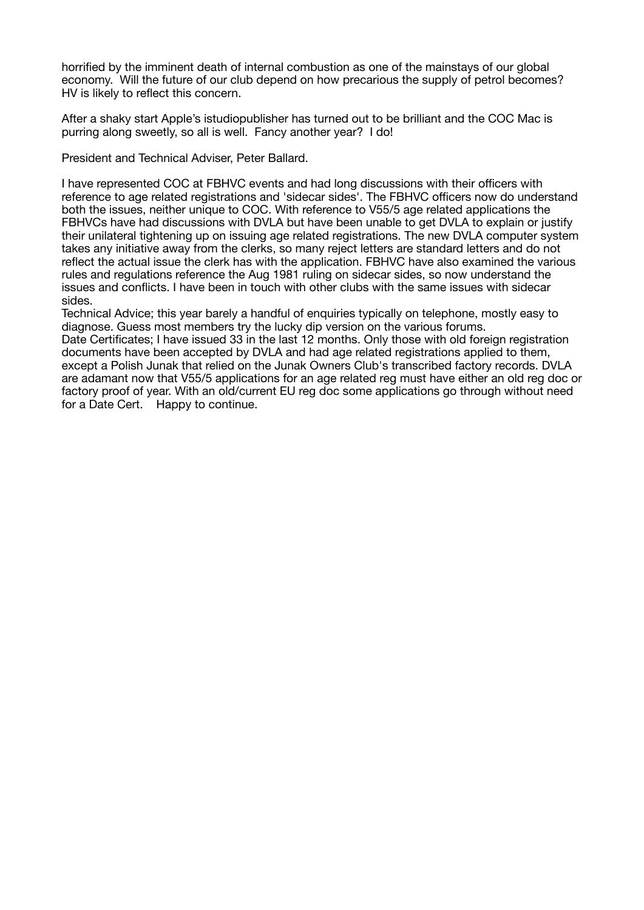horrified by the imminent death of internal combustion as one of the mainstays of our global economy. Will the future of our club depend on how precarious the supply of petrol becomes? HV is likely to reflect this concern.

After a shaky start Apple's istudiopublisher has turned out to be brilliant and the COC Mac is purring along sweetly, so all is well. Fancy another year? I do!

President and Technical Adviser, Peter Ballard.

I have represented COC at FBHVC events and had long discussions with their officers with reference to age related registrations and 'sidecar sides'. The FBHVC officers now do understand both the issues, neither unique to COC. With reference to V55/5 age related applications the FBHVCs have had discussions with DVLA but have been unable to get DVLA to explain or justify their unilateral tightening up on issuing age related registrations. The new DVLA computer system takes any initiative away from the clerks, so many reject letters are standard letters and do not reflect the actual issue the clerk has with the application. FBHVC have also examined the various rules and regulations reference the Aug 1981 ruling on sidecar sides, so now understand the issues and conflicts. I have been in touch with other clubs with the same issues with sidecar sides.
Technical Advice; this year barely a handful of enquiries typically on telephone, mostly easy to diagnose. Guess most members try the lucky dip version on the various forums.
Date Certificates; I have issued 33 in the last 12 months. Only those with old foreign registration documents have been accepted by DVLA and had age related registrations applied to them, except a Polish Junak that relied on the Junak Owners Club's transcribed factory records. DVLA are adamant now that V55/5 applications for an age related reg must have either an old reg doc or factory proof of year. With an old/current EU reg doc some applications go through without need for a Date Cert. Happy to continue.